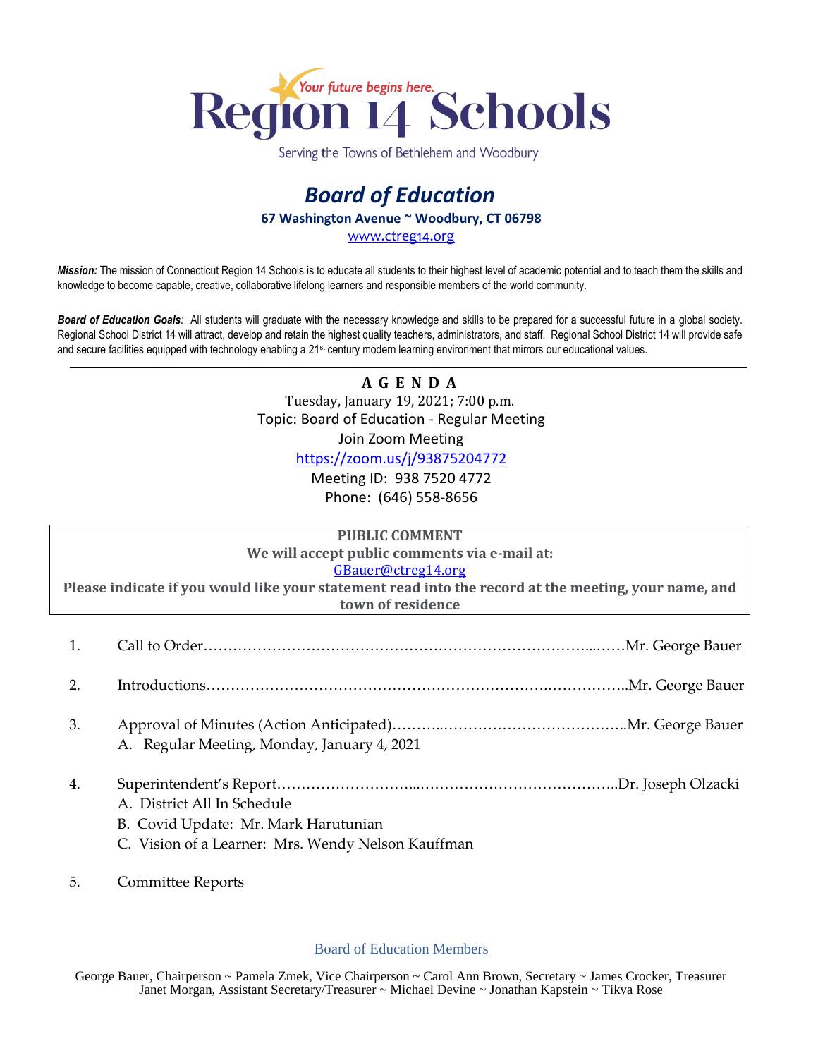# Region 14 Schools

*Your future begins here.*

Serving the Towns of Bethlehem and Woodbury

## *Board of Education*

**67 Washington Avenue ~ Woodbury, CT 06798**

www.ctreg14.org

***Mission:*** The mission of Connecticut Region 14 Schools is to educate all students to their highest level of academic potential and to teach them the skills and knowledge to become capable, creative, collaborative lifelong learners and responsible members of the world community.

***Board of Education Goals:*** All students will graduate with the necessary knowledge and skills to be prepared for a successful future in a global society. Regional School District 14 will attract, develop and retain the highest quality teachers, administrators, and staff. Regional School District 14 will provide safe and secure facilities equipped with technology enabling a 21st century modern learning environment that mirrors our educational values.

---

**A G E N D A**

Tuesday, January 19, 2021; 7:00 p.m.
Topic: Board of Education - Regular Meeting
Join Zoom Meeting
https://zoom.us/j/93875204772
Meeting ID: 938 7520 4772
Phone: (646) 558-8656

**PUBLIC COMMENT**
**We will accept public comments via e-mail at:**
GBauer@ctreg14.org
**Please indicate if you would like your statement read into the record at the meeting, your name, and town of residence**

1. Call to Order……………………………………………………………………..……Mr. George Bauer

2. Introductions…………………………………………………………….……………..Mr. George Bauer

3. Approval of Minutes (Action Anticipated)………..………………………………..Mr. George Bauer
   A. Regular Meeting, Monday, January 4, 2021

4. Superintendent's Report………………………...…………………………………..Dr. Joseph Olzacki
   A. District All In Schedule
   B. Covid Update: Mr. Mark Harutunian
   C. Vision of a Learner: Mrs. Wendy Nelson Kauffman

5. Committee Reports

Board of Education Members

George Bauer, Chairperson ~ Pamela Zmek, Vice Chairperson ~ Carol Ann Brown, Secretary ~ James Crocker, Treasurer
Janet Morgan, Assistant Secretary/Treasurer ~ Michael Devine ~ Jonathan Kapstein ~ Tikva Rose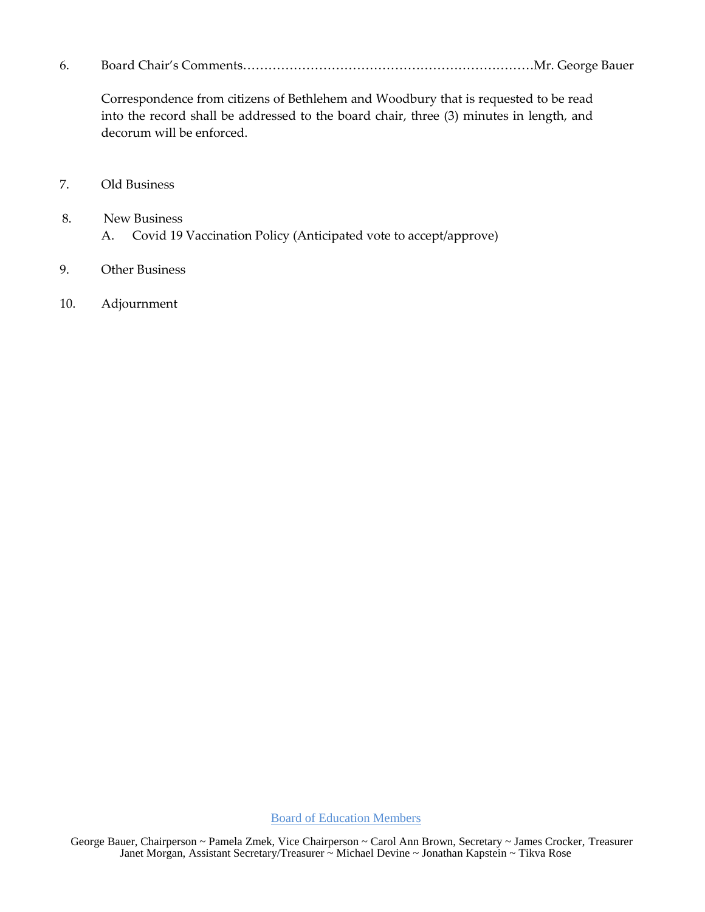6. Board Chair's Comments……………………………………………………………Mr. George Bauer

   Correspondence from citizens of Bethlehem and Woodbury that is requested to be read into the record shall be addressed to the board chair, three (3) minutes in length, and decorum will be enforced.

7. Old Business

8. New Business
   A. Covid 19 Vaccination Policy (Anticipated vote to accept/approve)

9. Other Business

10. Adjournment

Board of Education Members

George Bauer, Chairperson ~ Pamela Zmek, Vice Chairperson ~ Carol Ann Brown, Secretary ~ James Crocker, Treasurer
Janet Morgan, Assistant Secretary/Treasurer ~ Michael Devine ~ Jonathan Kapstein ~ Tikva Rose